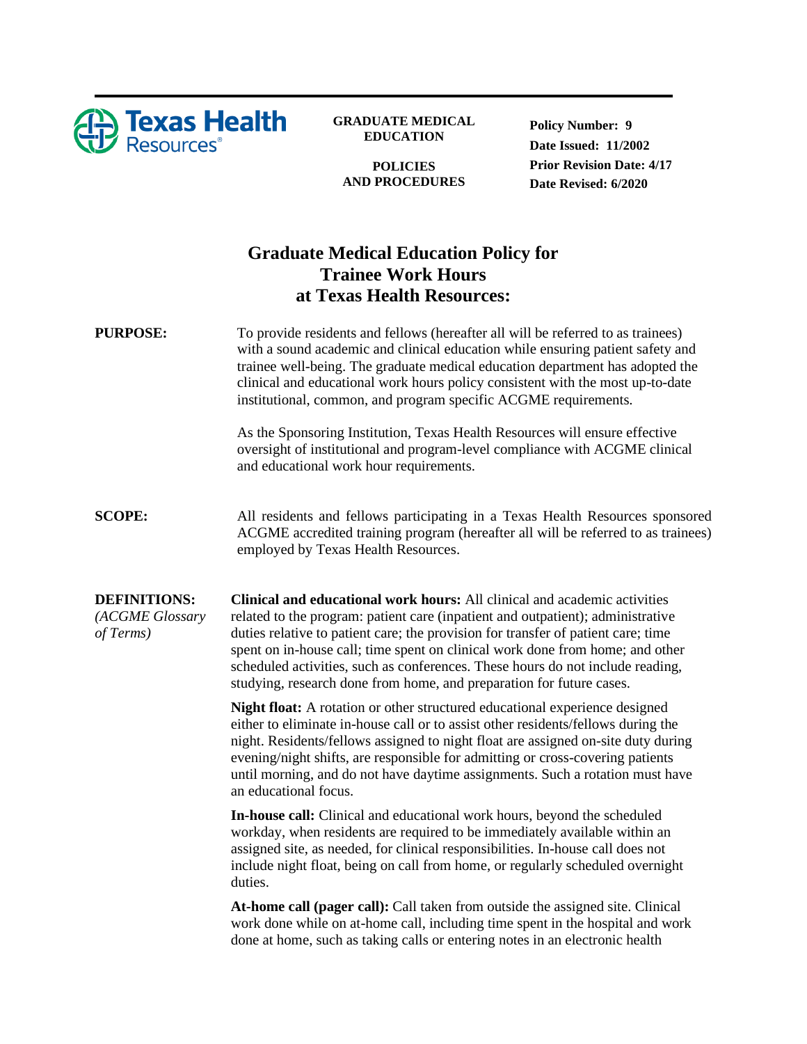Texas Health Resources

**GRADUATE MEDICAL EDUCATION**

**POLICIES AND PROCEDURES**

**Policy Number: 9**
**Date Issued: 11/2002**
**Prior Revision Date: 4/17**
**Date Revised: 6/2020**

# Graduate Medical Education Policy for Trainee Work Hours at Texas Health Resources:

**PURPOSE:**

To provide residents and fellows (hereafter all will be referred to as trainees) with a sound academic and clinical education while ensuring patient safety and trainee well-being. The graduate medical education department has adopted the clinical and educational work hours policy consistent with the most up-to-date institutional, common, and program specific ACGME requirements.

As the Sponsoring Institution, Texas Health Resources will ensure effective oversight of institutional and program-level compliance with ACGME clinical and educational work hour requirements.

**SCOPE:**

All residents and fellows participating in a Texas Health Resources sponsored ACGME accredited training program (hereafter all will be referred to as trainees) employed by Texas Health Resources.

**DEFINITIONS:** *(ACGME Glossary of Terms)*

**Clinical and educational work hours:** All clinical and academic activities related to the program: patient care (inpatient and outpatient); administrative duties relative to patient care; the provision for transfer of patient care; time spent on in-house call; time spent on clinical work done from home; and other scheduled activities, such as conferences. These hours do not include reading, studying, research done from home, and preparation for future cases.

**Night float:** A rotation or other structured educational experience designed either to eliminate in-house call or to assist other residents/fellows during the night. Residents/fellows assigned to night float are assigned on-site duty during evening/night shifts, are responsible for admitting or cross-covering patients until morning, and do not have daytime assignments. Such a rotation must have an educational focus.

**In-house call:** Clinical and educational work hours, beyond the scheduled workday, when residents are required to be immediately available within an assigned site, as needed, for clinical responsibilities. In-house call does not include night float, being on call from home, or regularly scheduled overnight duties.

**At-home call (pager call):** Call taken from outside the assigned site. Clinical work done while on at-home call, including time spent in the hospital and work done at home, such as taking calls or entering notes in an electronic health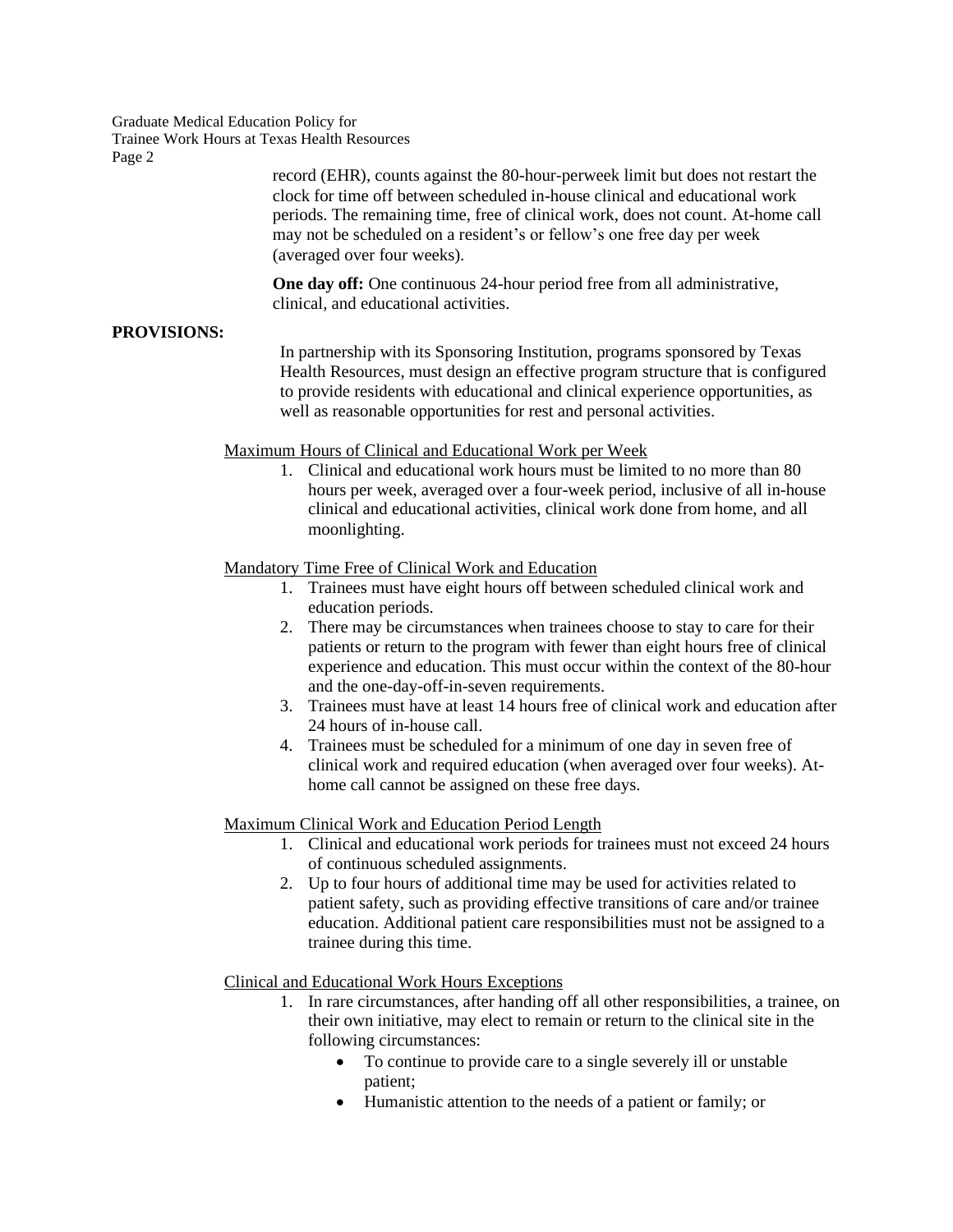record (EHR), counts against the 80-hour-perweek limit but does not restart the clock for time off between scheduled in-house clinical and educational work periods. The remaining time, free of clinical work, does not count. At-home call may not be scheduled on a resident's or fellow's one free day per week (averaged over four weeks).

**One day off:** One continuous 24-hour period free from all administrative, clinical, and educational activities.

**PROVISIONS:**

In partnership with its Sponsoring Institution, programs sponsored by Texas Health Resources, must design an effective program structure that is configured to provide residents with educational and clinical experience opportunities, as well as reasonable opportunities for rest and personal activities.

<u>Maximum Hours of Clinical and Educational Work per Week</u>

1. Clinical and educational work hours must be limited to no more than 80 hours per week, averaged over a four-week period, inclusive of all in-house clinical and educational activities, clinical work done from home, and all moonlighting.

<u>Mandatory Time Free of Clinical Work and Education</u>

1. Trainees must have eight hours off between scheduled clinical work and education periods.
2. There may be circumstances when trainees choose to stay to care for their patients or return to the program with fewer than eight hours free of clinical experience and education. This must occur within the context of the 80-hour and the one-day-off-in-seven requirements.
3. Trainees must have at least 14 hours free of clinical work and education after 24 hours of in-house call.
4. Trainees must be scheduled for a minimum of one day in seven free of clinical work and required education (when averaged over four weeks). At-home call cannot be assigned on these free days.

<u>Maximum Clinical Work and Education Period Length</u>

1. Clinical and educational work periods for trainees must not exceed 24 hours of continuous scheduled assignments.
2. Up to four hours of additional time may be used for activities related to patient safety, such as providing effective transitions of care and/or trainee education. Additional patient care responsibilities must not be assigned to a trainee during this time.

<u>Clinical and Educational Work Hours Exceptions</u>

1. In rare circumstances, after handing off all other responsibilities, a trainee, on their own initiative, may elect to remain or return to the clinical site in the following circumstances:
   - To continue to provide care to a single severely ill or unstable patient;
   - Humanistic attention to the needs of a patient or family; or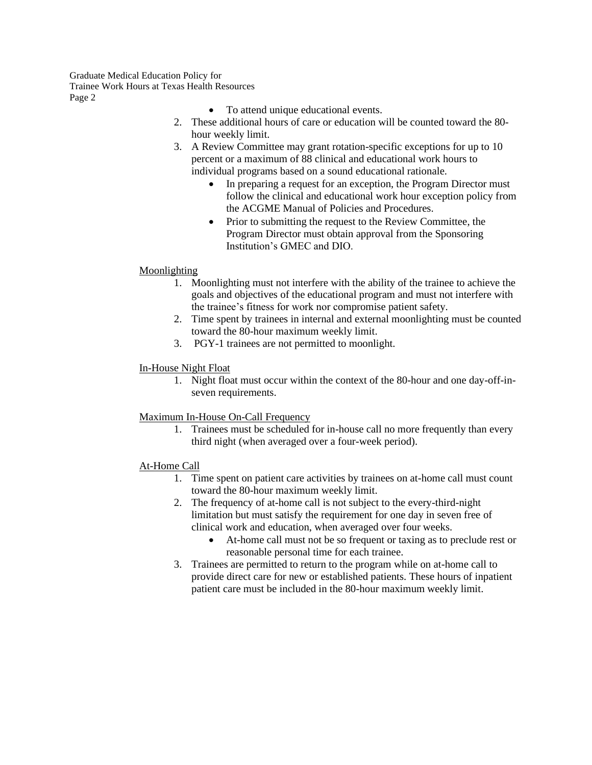- To attend unique educational events.

2. These additional hours of care or education will be counted toward the 80-hour weekly limit.
3. A Review Committee may grant rotation-specific exceptions for up to 10 percent or a maximum of 88 clinical and educational work hours to individual programs based on a sound educational rationale.
   - In preparing a request for an exception, the Program Director must follow the clinical and educational work hour exception policy from the ACGME Manual of Policies and Procedures.
   - Prior to submitting the request to the Review Committee, the Program Director must obtain approval from the Sponsoring Institution's GMEC and DIO.

<u>Moonlighting</u>

1. Moonlighting must not interfere with the ability of the trainee to achieve the goals and objectives of the educational program and must not interfere with the trainee's fitness for work nor compromise patient safety.
2. Time spent by trainees in internal and external moonlighting must be counted toward the 80-hour maximum weekly limit.
3. PGY-1 trainees are not permitted to moonlight.

<u>In-House Night Float</u>

1. Night float must occur within the context of the 80-hour and one day-off-in-seven requirements.

<u>Maximum In-House On-Call Frequency</u>

1. Trainees must be scheduled for in-house call no more frequently than every third night (when averaged over a four-week period).

<u>At-Home Call</u>

1. Time spent on patient care activities by trainees on at-home call must count toward the 80-hour maximum weekly limit.
2. The frequency of at-home call is not subject to the every-third-night limitation but must satisfy the requirement for one day in seven free of clinical work and education, when averaged over four weeks.
   - At-home call must not be so frequent or taxing as to preclude rest or reasonable personal time for each trainee.
3. Trainees are permitted to return to the program while on at-home call to provide direct care for new or established patients. These hours of inpatient patient care must be included in the 80-hour maximum weekly limit.